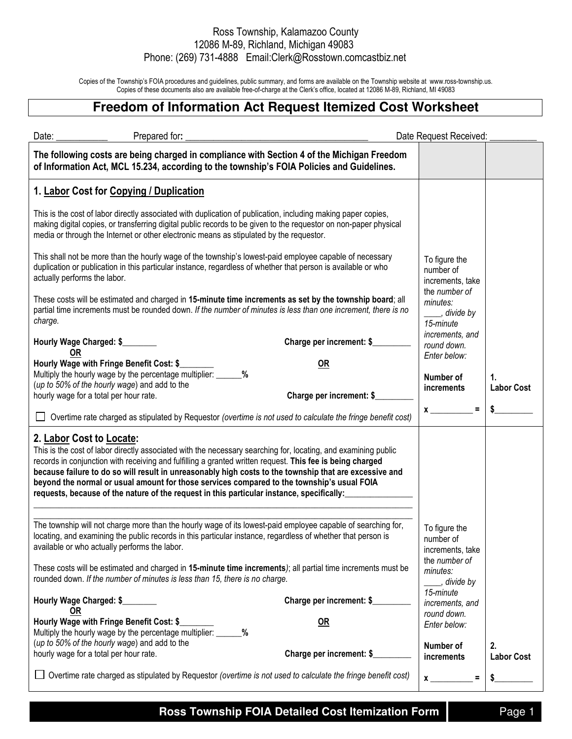Ross Township, Kalamazoo County
12086 M-89, Richland, Michigan 49083
Phone: (269) 731-4888 Email:Clerk@Rosstown.comcastbiz.net

Copies of the Township's FOIA procedures and guidelines, public summary, and forms are available on the Township website at www.ross-township.us.
Copies of these documents also are available free-of-charge at the Clerk's office, located at 12086 M-89, Richland, MI 49083

# Freedom of Information Act Request Itemized Cost Worksheet

Date: ___________ Prepared for: _______________________________________ Date Request Received: __________

**The following costs are being charged in compliance with Section 4 of the Michigan Freedom of Information Act, MCL 15.234, according to the township's FOIA Policies and Guidelines.**

## 1. Labor Cost for Copying / Duplication

This is the cost of labor directly associated with duplication of publication, including making paper copies, making digital copies, or transferring digital public records to be given to the requestor on non-paper physical media or through the Internet or other electronic means as stipulated by the requestor.

This shall not be more than the hourly wage of the township's lowest-paid employee capable of necessary duplication or publication in this particular instance, regardless of whether that person is available or who actually performs the labor.

These costs will be estimated and charged in **15-minute time increments as set by the township board**; all partial time increments must be rounded down. *If the number of minutes is less than one increment, there is no charge.*

**Hourly Wage Charged: $________** — **Charge per increment: $________**
**OR**
**Hourly Wage with Fringe Benefit Cost: $________**
Multiply the hourly wage by the percentage multiplier: ______**%**
(*up to 50% of the hourly wage*) and add to the hourly wage for a total per hour rate. — **OR** **Charge per increment: $________**

☐ Overtime rate charged as stipulated by Requestor *(overtime is not used to calculate the fringe benefit cost)*

To figure the number of increments, take the *number of minutes:* ____, *divide by 15-minute increments, and round down. Enter below:*

**Number of increments** x __________ = **1. Labor Cost** $_________

## 2. Labor Cost to Locate:

This is the cost of labor directly associated with the necessary searching for, locating, and examining public records in conjunction with receiving and fulfilling a granted written request. **This fee is being charged because failure to do so will result in unreasonably high costs to the township that are excessive and beyond the normal or usual amount for those services compared to the township's usual FOIA requests, because of the nature of the request in this particular instance, specifically:**_______________

_____________________________________________________________________________________

_____________________________________________________________________________________

The township will not charge more than the hourly wage of its lowest-paid employee capable of searching for, locating, and examining the public records in this particular instance, regardless of whether that person is available or who actually performs the labor.

These costs will be estimated and charged in **15-minute time increments**); all partial time increments must be rounded down. *If the number of minutes is less than 15, there is no charge.*

**Hourly Wage Charged: $________** — **Charge per increment: $________**
**OR**
**Hourly Wage with Fringe Benefit Cost: $________**
Multiply the hourly wage by the percentage multiplier: ______**%**
(*up to 50% of the hourly wage*) and add to the hourly wage for a total per hour rate. — **OR** **Charge per increment: $________**

☐ Overtime rate charged as stipulated by Requestor *(overtime is not used to calculate the fringe benefit cost)*

To figure the number of increments, take the *number of minutes:* ____, *divide by 15-minute increments, and round down. Enter below:*

**Number of increments** x __________ = **2. Labor Cost** $_________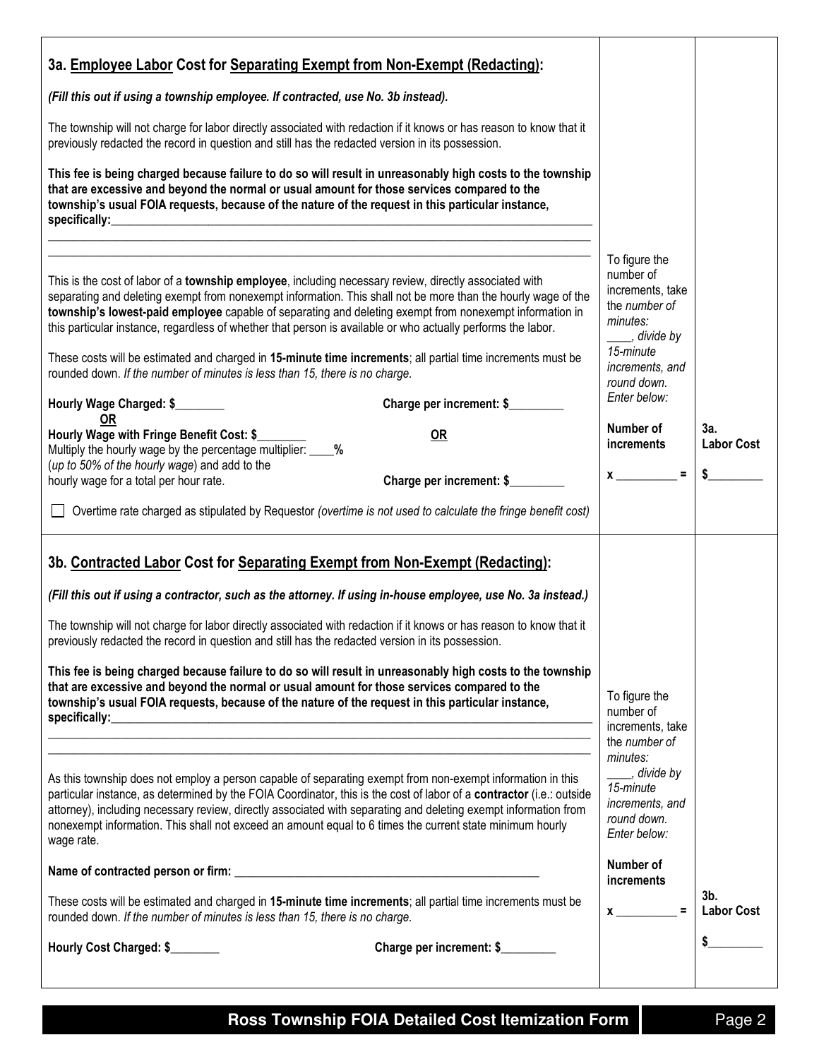### 3a. Employee Labor Cost for Separating Exempt from Non-Exempt (Redacting):

***(Fill this out if using a township employee. If contracted, use No. 3b instead).***

The township will not charge for labor directly associated with redaction if it knows or has reason to know that it previously redacted the record in question and still has the redacted version in its possession.

**This fee is being charged because failure to do so will result in unreasonably high costs to the township that are excessive and beyond the normal or usual amount for those services compared to the township's usual FOIA requests, because of the nature of the request in this particular instance, specifically:**\_\_\_\_\_\_\_\_\_\_\_\_\_\_\_\_\_\_\_\_\_\_\_\_\_\_\_\_\_\_\_\_\_\_\_\_\_\_\_\_\_\_\_\_\_\_\_\_\_\_\_\_\_\_\_\_\_\_\_\_\_\_\_\_\_\_\_\_\_\_\_\_\_\_\_\_\_\_

\_\_\_\_\_\_\_\_\_\_\_\_\_\_\_\_\_\_\_\_\_\_\_\_\_\_\_\_\_\_\_\_\_\_\_\_\_\_\_\_\_\_\_\_\_\_\_\_\_\_\_\_\_\_\_\_\_\_\_\_\_\_\_\_\_\_\_\_\_\_\_\_\_\_\_\_\_\_\_\_\_\_\_\_\_\_\_\_

\_\_\_\_\_\_\_\_\_\_\_\_\_\_\_\_\_\_\_\_\_\_\_\_\_\_\_\_\_\_\_\_\_\_\_\_\_\_\_\_\_\_\_\_\_\_\_\_\_\_\_\_\_\_\_\_\_\_\_\_\_\_\_\_\_\_\_\_\_\_\_\_\_\_\_\_\_\_\_\_\_\_\_\_\_\_\_\_

This is the cost of labor of a **township employee**, including necessary review, directly associated with separating and deleting exempt from nonexempt information. This shall not be more than the hourly wage of the **township's lowest-paid employee** capable of separating and deleting exempt from nonexempt information in this particular instance, regardless of whether that person is available or who actually performs the labor.

These costs will be estimated and charged in **15-minute time increments**; all partial time increments must be rounded down. *If the number of minutes is less than 15, there is no charge.*

**Hourly Wage Charged: $\_\_\_\_\_\_\_\_** **Charge per increment: $\_\_\_\_\_\_\_\_\_**

**OR**

**Hourly Wage with Fringe Benefit Cost: $\_\_\_\_\_\_\_\_**
Multiply the hourly wage by the percentage multiplier: \_\_\_\_**%**
(*up to 50% of the hourly wage*) and add to the hourly wage for a total per hour rate.

**OR**

**Charge per increment: $\_\_\_\_\_\_\_\_\_**

☐ Overtime rate charged as stipulated by Requestor *(overtime is not used to calculate the fringe benefit cost)*

*To figure the number of increments, take the number of minutes: \_\_\_\_, divide by 15-minute increments, and round down. Enter below:*

**Number of increments**

**x \_\_\_\_\_\_\_\_\_\_ =**

**3a. Labor Cost**

**$\_\_\_\_\_\_\_\_\_**

### 3b. Contracted Labor Cost for Separating Exempt from Non-Exempt (Redacting):

***(Fill this out if using a contractor, such as the attorney. If using in-house employee, use No. 3a instead.)***

The township will not charge for labor directly associated with redaction if it knows or has reason to know that it previously redacted the record in question and still has the redacted version in its possession.

**This fee is being charged because failure to do so will result in unreasonably high costs to the township that are excessive and beyond the normal or usual amount for those services compared to the township's usual FOIA requests, because of the nature of the request in this particular instance, specifically:**\_\_\_\_\_\_\_\_\_\_\_\_\_\_\_\_\_\_\_\_\_\_\_\_\_\_\_\_\_\_\_\_\_\_\_\_\_\_\_\_\_\_\_\_\_\_\_\_\_\_\_\_\_\_\_\_\_\_\_\_\_\_\_\_\_\_\_\_\_\_\_\_\_\_\_\_\_\_

\_\_\_\_\_\_\_\_\_\_\_\_\_\_\_\_\_\_\_\_\_\_\_\_\_\_\_\_\_\_\_\_\_\_\_\_\_\_\_\_\_\_\_\_\_\_\_\_\_\_\_\_\_\_\_\_\_\_\_\_\_\_\_\_\_\_\_\_\_\_\_\_\_\_\_\_\_\_\_\_\_\_\_\_\_\_\_\_

\_\_\_\_\_\_\_\_\_\_\_\_\_\_\_\_\_\_\_\_\_\_\_\_\_\_\_\_\_\_\_\_\_\_\_\_\_\_\_\_\_\_\_\_\_\_\_\_\_\_\_\_\_\_\_\_\_\_\_\_\_\_\_\_\_\_\_\_\_\_\_\_\_\_\_\_\_\_\_\_\_\_\_\_\_\_\_\_

As this township does not employ a person capable of separating exempt from non-exempt information in this particular instance, as determined by the FOIA Coordinator, this is the cost of labor of a **contractor** (i.e.: outside attorney), including necessary review, directly associated with separating and deleting exempt information from nonexempt information. This shall not exceed an amount equal to 6 times the current state minimum hourly wage rate.

**Name of contracted person or firm:** \_\_\_\_\_\_\_\_\_\_\_\_\_\_\_\_\_\_\_\_\_\_\_\_\_\_\_\_\_\_\_\_\_\_\_\_\_\_\_\_\_\_\_\_\_\_\_\_\_\_

These costs will be estimated and charged in **15-minute time increments**; all partial time increments must be rounded down. *If the number of minutes is less than 15, there is no charge.*

**Hourly Cost Charged: $\_\_\_\_\_\_\_\_** **Charge per increment: $\_\_\_\_\_\_\_\_\_**

*To figure the number of increments, take the number of minutes: \_\_\_\_, divide by 15-minute increments, and round down. Enter below:*

**Number of increments**

**x \_\_\_\_\_\_\_\_\_\_ =**

**3b. Labor Cost**

**$\_\_\_\_\_\_\_\_\_**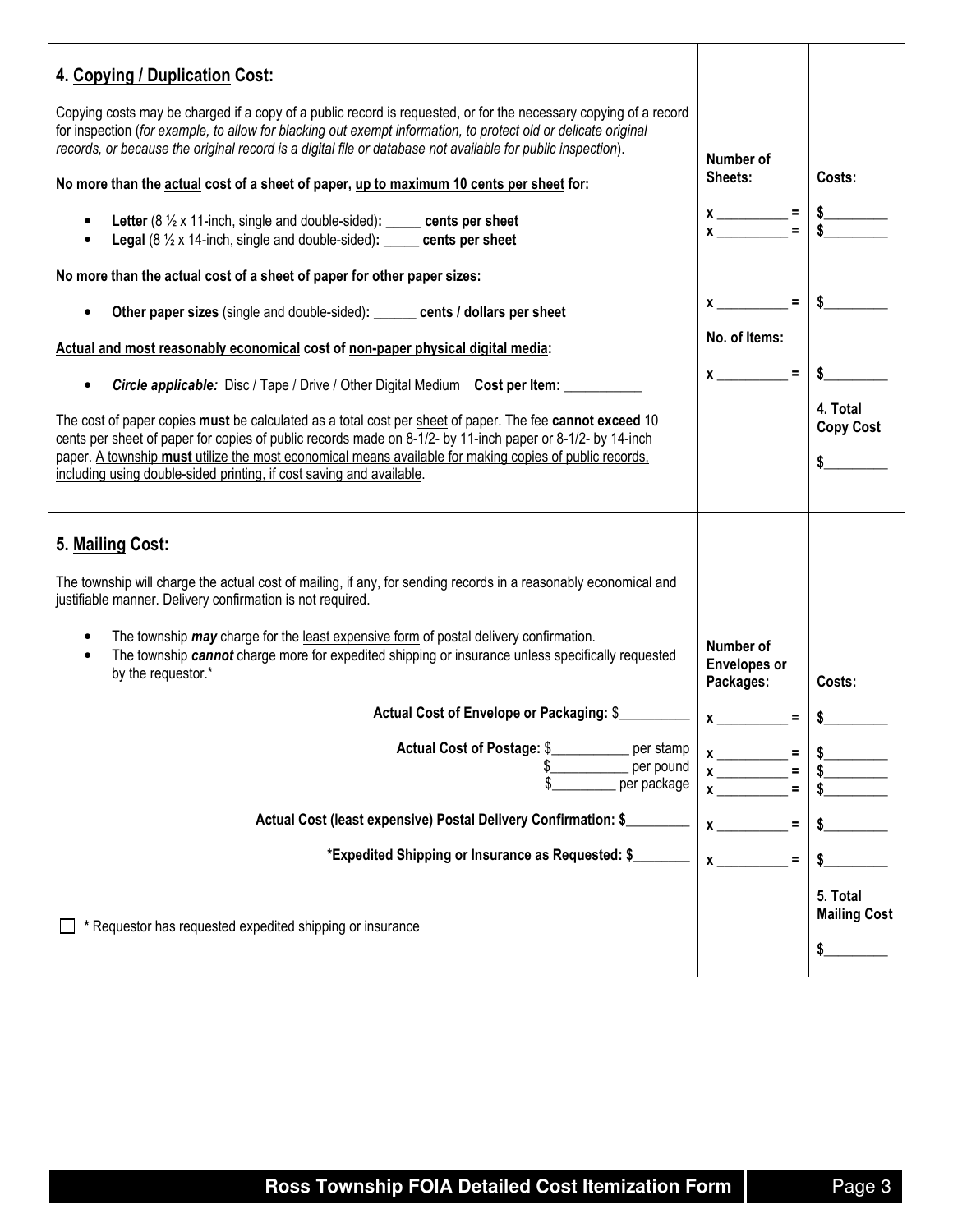| **4. Copying / Duplication Cost:** | | |
|---|---|---|
| Copying costs may be charged if a copy of a public record is requested, or for the necessary copying of a record for inspection (*for example, to allow for blacking out exempt information, to protect old or delicate original records, or because the original record is a digital file or database not available for public inspection*). | | |
| **No more than the actual cost of a sheet of paper, up to maximum 10 cents per sheet for:** | **Number of Sheets:** | **Costs:** |
| • **Letter** (8 ½ x 11-inch, single and double-sided)**:** _____ **cents per sheet** | **x** __________ **=** | **$**_________ |
| • **Legal** (8 ½ x 14-inch, single and double-sided)**:** _____ **cents per sheet** | **x** __________ **=** | **$**_________ |
| **No more than the actual cost of a sheet of paper for other paper sizes:** | | |
| • **Other paper sizes** (single and double-sided)**:** ______ **cents / dollars per sheet** | **x** __________ **=** | **$**_________ |
| **Actual and most reasonably economical cost of non-paper physical digital media:** | **No. of Items:** | |
| • ***Circle applicable:*** Disc / Tape / Drive / Other Digital Medium **Cost per Item:** ___________ | **x** __________ **=** | **$**_________ |
| The cost of paper copies **must** be calculated as a total cost per sheet of paper. The fee **cannot exceed** 10 cents per sheet of paper for copies of public records made on 8-1/2- by 11-inch paper or 8-1/2- by 14-inch paper. A township **must** utilize the most economical means available for making copies of public records, including using double-sided printing, if cost saving and available. | | **4. Total Copy Cost** **$**_________ |

| **5. Mailing Cost:** | | |
|---|---|---|
| The township will charge the actual cost of mailing, if any, for sending records in a reasonably economical and justifiable manner. Delivery confirmation is not required. | | |
| • The township ***may*** charge for the least expensive form of postal delivery confirmation.<br>• The township ***cannot*** charge more for expedited shipping or insurance unless specifically requested by the requestor.* | **Number of Envelopes or Packages:** | **Costs:** |
| **Actual Cost of Envelope or Packaging:** $__________ | **x** __________ **=** | **$**_________ |
| **Actual Cost of Postage:** $___________ per stamp | **x** __________ **=** | **$**_________ |
| $___________ per pound | **x** __________ **=** | **$**_________ |
| $_________ per package | **x** __________ **=** | **$**_________ |
| **Actual Cost (least expensive) Postal Delivery Confirmation: $**_________ | **x** __________ **=** | **$**_________ |
| ***Expedited Shipping or Insurance as Requested: $**________ | **x** __________ **=** | **$**_________ |
| ☐ * Requestor has requested expedited shipping or insurance | | **5. Total Mailing Cost** **$**_________ |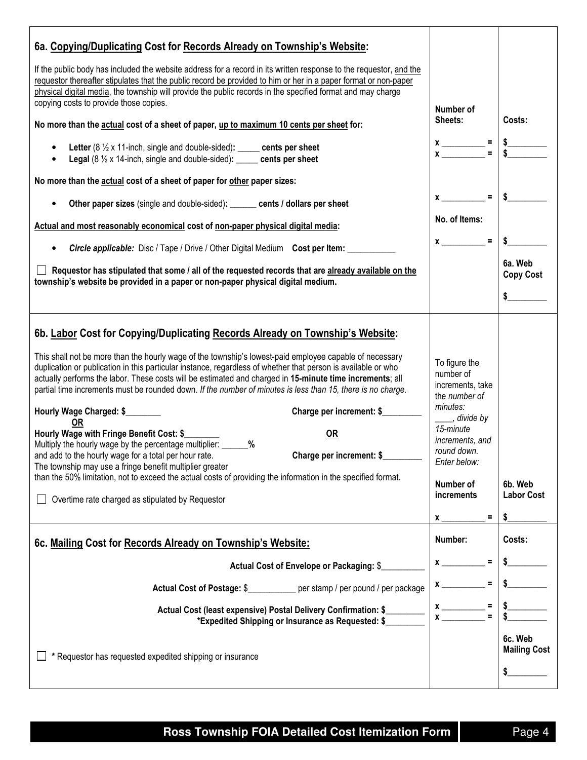## 6a. Copying/Duplicating Cost for Records Already on Township's Website:

If the public body has included the website address for a record in its written response to the requestor, and the requestor thereafter stipulates that the public record be provided to him or her in a paper format or non-paper physical digital media, the township will provide the public records in the specified format and may charge copying costs to provide those copies.

| | Number of Sheets: | Costs: |
|---|---|---|
| **No more than the actual cost of a sheet of paper, up to maximum 10 cents per sheet for:** | | |
| • **Letter** (8 ½ x 11-inch, single and double-sided): _____ **cents per sheet** | x __________ = | $_________ |
| • **Legal** (8 ½ x 14-inch, single and double-sided): _____ **cents per sheet** | x __________ = | $_________ |
| **No more than the actual cost of a sheet of paper for other paper sizes:** | | |
| • **Other paper sizes** (single and double-sided): ______ **cents / dollars per sheet** | x __________ = | $_________ |
| **Actual and most reasonably economical cost of non-paper physical digital media:** | No. of Items: | |
| • ***Circle applicable:*** Disc / Tape / Drive / Other Digital Medium **Cost per Item:** ___________ | x __________ = | $_________ |
| ☐ **Requestor has stipulated that some / all of the requested records that are already available on the township's website be provided in a paper or non-paper physical digital medium.** | | **6a. Web Copy Cost** $_________ |

## 6b. Labor Cost for Copying/Duplicating Records Already on Township's Website:

This shall not be more than the hourly wage of the township's lowest-paid employee capable of necessary duplication or publication in this particular instance, regardless of whether that person is available or who actually performs the labor. These costs will be estimated and charged in **15-minute time increments**; all partial time increments must be rounded down. *If the number of minutes is less than 15, there is no charge.*

**Hourly Wage Charged: $________** **Charge per increment: $_________**

**OR** **OR**

**Hourly Wage with Fringe Benefit Cost: $________**
Multiply the hourly wage by the percentage multiplier: ______**%**
and add to the hourly wage for a total per hour rate. **Charge per increment: $_________**
The township may use a fringe benefit multiplier greater than the 50% limitation, not to exceed the actual costs of providing the information in the specified format.

☐ Overtime rate charged as stipulated by Requestor

To figure the number of increments, take the *number of minutes:* ____, *divide by 15-minute increments, and round down. Enter below:*

| Number of increments | 6b. Web Labor Cost |
|---|---|
| x __________ = | $_________ |

## 6c. Mailing Cost for Records Already on Township's Website:

| | Number: | Costs: |
|---|---|---|
| **Actual Cost of Envelope or Packaging:** $__________ | x __________ = | $_________ |
| **Actual Cost of Postage:** $___________ per stamp / per pound / per package | x __________ = | $_________ |
| **Actual Cost (least expensive) Postal Delivery Confirmation: $_________** | x __________ = | $_________ |
| ***Expedited Shipping or Insurance as Requested: $_________** | x __________ = | $_________ |
| ☐ * Requestor has requested expedited shipping or insurance | | **6c. Web Mailing Cost** $_________ |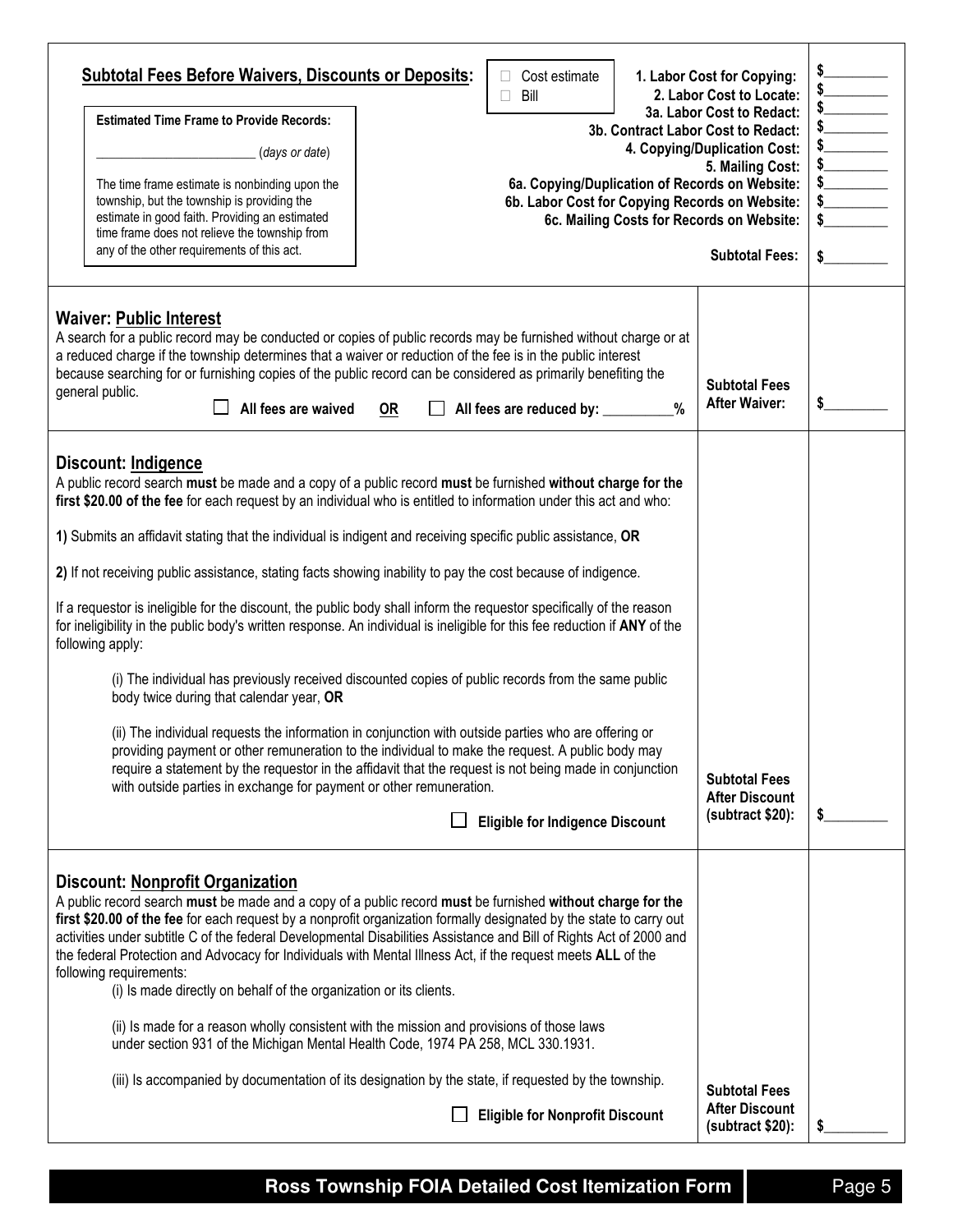## Subtotal Fees Before Waivers, Discounts or Deposits:

☐ Cost estimate
☐ Bill

**Estimated Time Frame to Provide Records:**

________________________ (*days or date*)

The time frame estimate is nonbinding upon the township, but the township is providing the estimate in good faith. Providing an estimated time frame does not relieve the township from any of the other requirements of this act.

| | |
|---|---|
| **1. Labor Cost for Copying:** | $________ |
| **2. Labor Cost to Locate:** | $________ |
| **3a. Labor Cost to Redact:** | $________ |
| **3b. Contract Labor Cost to Redact:** | $________ |
| **4. Copying/Duplication Cost:** | $________ |
| **5. Mailing Cost:** | $________ |
| **6a. Copying/Duplication of Records on Website:** | $________ |
| **6b. Labor Cost for Copying Records on Website:** | $________ |
| **6c. Mailing Costs for Records on Website:** | $________ |
| **Subtotal Fees:** | $________ |

## Waiver: Public Interest

A search for a public record may be conducted or copies of public records may be furnished without charge or at a reduced charge if the township determines that a waiver or reduction of the fee is in the public interest because searching for or furnishing copies of the public record can be considered as primarily benefiting the general public.

☐ **All fees are waived** **OR** ☐ **All fees are reduced by: __________%**

**Subtotal Fees After Waiver:** $________

## Discount: Indigence

A public record search **must** be made and a copy of a public record **must** be furnished **without charge for the first $20.00 of the fee** for each request by an individual who is entitled to information under this act and who:

**1)** Submits an affidavit stating that the individual is indigent and receiving specific public assistance, **OR**

**2)** If not receiving public assistance, stating facts showing inability to pay the cost because of indigence.

If a requestor is ineligible for the discount, the public body shall inform the requestor specifically of the reason for ineligibility in the public body's written response. An individual is ineligible for this fee reduction if **ANY** of the following apply:

(i) The individual has previously received discounted copies of public records from the same public body twice during that calendar year, **OR**

(ii) The individual requests the information in conjunction with outside parties who are offering or providing payment or other remuneration to the individual to make the request. A public body may require a statement by the requestor in the affidavit that the request is not being made in conjunction with outside parties in exchange for payment or other remuneration.

☐ **Eligible for Indigence Discount**

**Subtotal Fees After Discount (subtract $20):** $________

## Discount: Nonprofit Organization

A public record search **must** be made and a copy of a public record **must** be furnished **without charge for the first $20.00 of the fee** for each request by a nonprofit organization formally designated by the state to carry out activities under subtitle C of the federal Developmental Disabilities Assistance and Bill of Rights Act of 2000 and the federal Protection and Advocacy for Individuals with Mental Illness Act, if the request meets **ALL** of the following requirements:

(i) Is made directly on behalf of the organization or its clients.

(ii) Is made for a reason wholly consistent with the mission and provisions of those laws under section 931 of the Michigan Mental Health Code, 1974 PA 258, MCL 330.1931.

(iii) Is accompanied by documentation of its designation by the state, if requested by the township.

☐ **Eligible for Nonprofit Discount**

**Subtotal Fees After Discount (subtract $20):** $________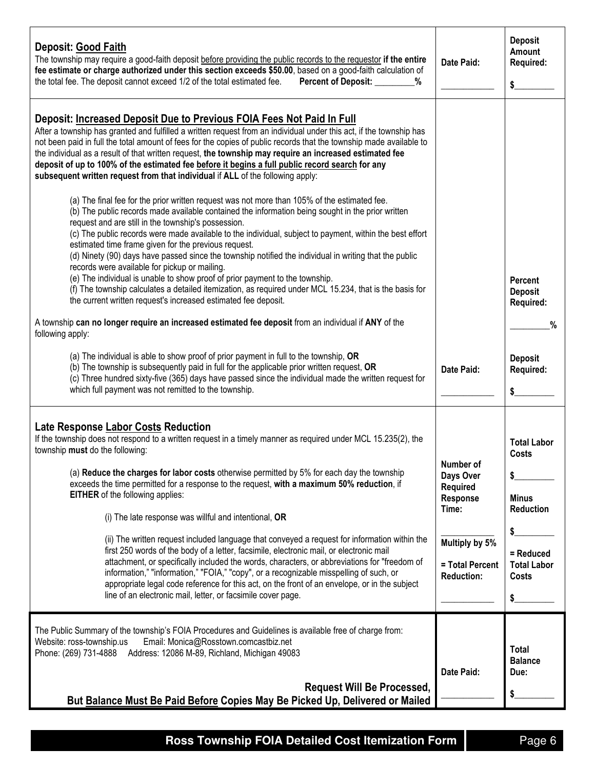| | | |
|---|---|---|
| **Deposit: Good Faith**<br>The township may require a good-faith deposit before providing the public records to the requestor **if the entire fee estimate or charge authorized under this section exceeds $50.00**, based on a good-faith calculation of the total fee. The deposit cannot exceed 1/2 of the total estimated fee. **Percent of Deposit: _________%** | **Date Paid:**<br>____________ | **Deposit Amount Required:**<br>**$_________** |
| **Deposit: Increased Deposit Due to Previous FOIA Fees Not Paid In Full**<br>After a township has granted and fulfilled a written request from an individual under this act, if the township has not been paid in full the total amount of fees for the copies of public records that the township made available to the individual as a result of that written request, **the township may require an increased estimated fee deposit of up to 100% of the estimated fee before it begins a full public record search for any subsequent written request from that individual** if **ALL** of the following apply:<br><br>(a) The final fee for the prior written request was not more than 105% of the estimated fee.<br>(b) The public records made available contained the information being sought in the prior written request and are still in the township's possession.<br>(c) The public records were made available to the individual, subject to payment, within the best effort estimated time frame given for the previous request.<br>(d) Ninety (90) days have passed since the township notified the individual in writing that the public records were available for pickup or mailing.<br>(e) The individual is unable to show proof of prior payment to the township.<br>(f) The township calculates a detailed itemization, as required under MCL 15.234, that is the basis for the current written request's increased estimated fee deposit.<br><br>A township **can no longer require an increased estimated fee deposit** from an individual if **ANY** of the following apply:<br><br>(a) The individual is able to show proof of prior payment in full to the township, **OR**<br>(b) The township is subsequently paid in full for the applicable prior written request, **OR**<br>(c) Three hundred sixty-five (365) days have passed since the individual made the written request for which full payment was not remitted to the township. | **Date Paid:**<br>____________ | **Percent Deposit Required:**<br>_________%<br><br>**Deposit Required:**<br>**$_________** |
| **Late Response Labor Costs Reduction**<br>If the township does not respond to a written request in a timely manner as required under MCL 15.235(2), the township **must** do the following:<br><br>(a) **Reduce the charges for labor costs** otherwise permitted by 5% for each day the township exceeds the time permitted for a response to the request, **with a maximum 50% reduction**, if **EITHER** of the following applies:<br><br>(i) The late response was willful and intentional, **OR**<br><br>(ii) The written request included language that conveyed a request for information within the first 250 words of the body of a letter, facsimile, electronic mail, or electronic mail attachment, or specifically included the words, characters, or abbreviations for "freedom of information," "information," "FOIA," "copy", or a recognizable misspelling of such, or appropriate legal code reference for this act, on the front of an envelope, or in the subject line of an electronic mail, letter, or facsimile cover page. | **Number of Days Over Required Response Time:**<br>____________<br>**Multiply by 5%**<br>**= Total Percent Reduction:**<br>____________ | **Total Labor Costs**<br>**$_________**<br>**Minus Reduction**<br>**$_________**<br>**= Reduced Total Labor Costs**<br>**$_________** |
| The Public Summary of the township's FOIA Procedures and Guidelines is available free of charge from:<br>Website: ross-township.us Email: Monica@Rosstown.comcastbiz.net<br>Phone: (269) 731-4888 Address: 12086 M-89, Richland, Michigan 49083<br><br>**Request Will Be Processed, But Balance Must Be Paid Before Copies May Be Picked Up, Delivered or Mailed** | **Date Paid:**<br>____________ | **Total Balance Due:**<br>**$_________** |